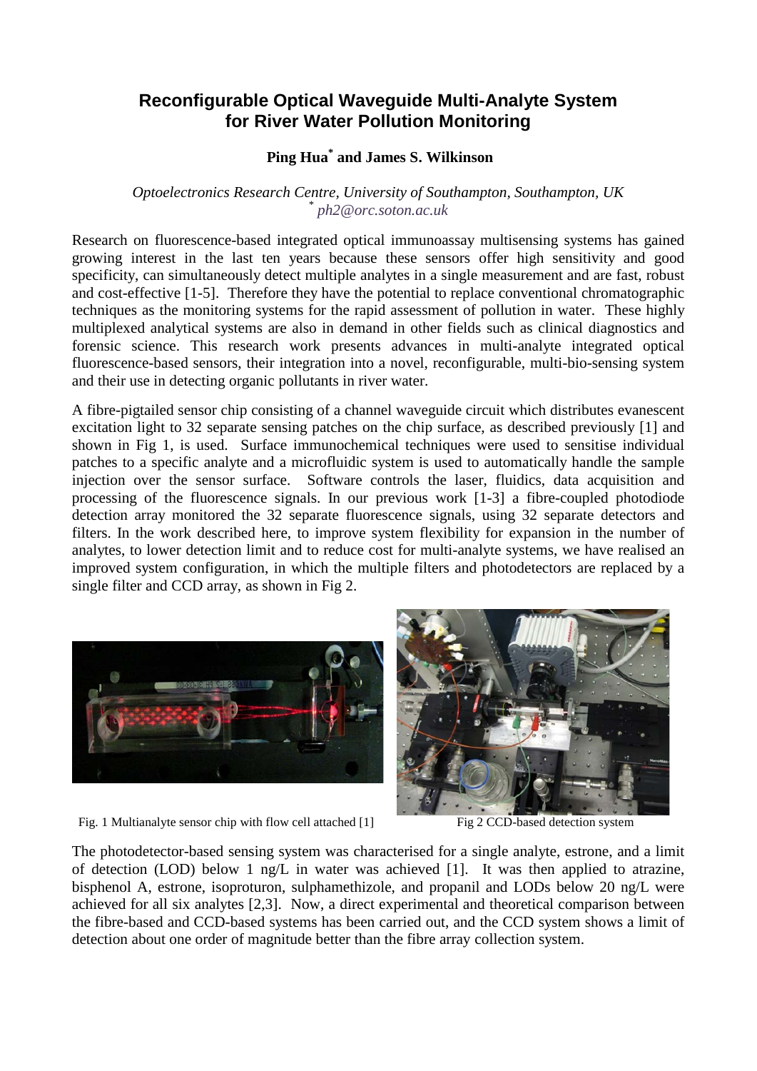# Reconfigurable Optical Waveguide Multi-Analyte System for River Water Pollution Monitoring

**Ping Hua[*] and James S. Wilkinson**

*Optoelectronics Research Centre, University of Southampton, Southampton, UK*
*[*] ph2@orc.soton.ac.uk*

Research on fluorescence-based integrated optical immunoassay multisensing systems has gained growing interest in the last ten years because these sensors offer high sensitivity and good specificity, can simultaneously detect multiple analytes in a single measurement and are fast, robust and cost-effective [1-5]. Therefore they have the potential to replace conventional chromatographic techniques as the monitoring systems for the rapid assessment of pollution in water. These highly multiplexed analytical systems are also in demand in other fields such as clinical diagnostics and forensic science. This research work presents advances in multi-analyte integrated optical fluorescence-based sensors, their integration into a novel, reconfigurable, multi-bio-sensing system and their use in detecting organic pollutants in river water.

A fibre-pigtailed sensor chip consisting of a channel waveguide circuit which distributes evanescent excitation light to 32 separate sensing patches on the chip surface, as described previously [1] and shown in Fig 1, is used. Surface immunochemical techniques were used to sensitise individual patches to a specific analyte and a microfluidic system is used to automatically handle the sample injection over the sensor surface. Software controls the laser, fluidics, data acquisition and processing of the fluorescence signals. In our previous work [1-3] a fibre-coupled photodiode detection array monitored the 32 separate fluorescence signals, using 32 separate detectors and filters. In the work described here, to improve system flexibility for expansion in the number of analytes, to lower detection limit and to reduce cost for multi-analyte systems, we have realised an improved system configuration, in which the multiple filters and photodetectors are replaced by a single filter and CCD array, as shown in Fig 2.

Fig. 1 Multianalyte sensor chip with flow cell attached [1]

Fig 2 CCD-based detection system

The photodetector-based sensing system was characterised for a single analyte, estrone, and a limit of detection (LOD) below 1 ng/L in water was achieved [1]. It was then applied to atrazine, bisphenol A, estrone, isoproturon, sulphamethizole, and propanil and LODs below 20 ng/L were achieved for all six analytes [2,3]. Now, a direct experimental and theoretical comparison between the fibre-based and CCD-based systems has been carried out, and the CCD system shows a limit of detection about one order of magnitude better than the fibre array collection system.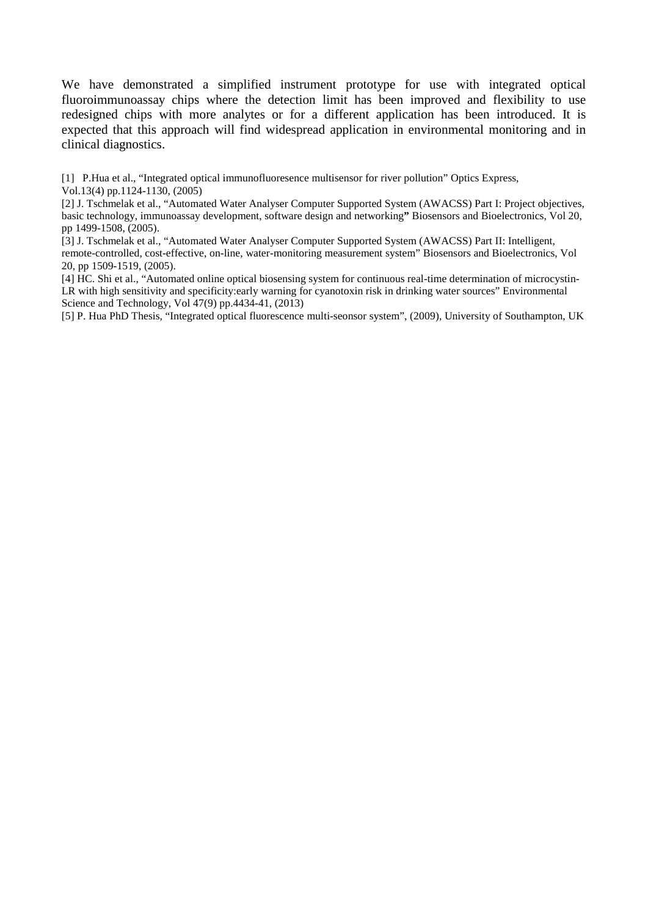We have demonstrated a simplified instrument prototype for use with integrated optical fluoroimmunoassay chips where the detection limit has been improved and flexibility to use redesigned chips with more analytes or for a different application has been introduced. It is expected that this approach will find widespread application in environmental monitoring and in clinical diagnostics.

[1] P.Hua et al., "Integrated optical immunofluoresence multisensor for river pollution" Optics Express, Vol.13(4) pp.1124-1130, (2005)

[2] J. Tschmelak et al., "Automated Water Analyser Computer Supported System (AWACSS) Part I: Project objectives, basic technology, immunoassay development, software design and networking**"** Biosensors and Bioelectronics, Vol 20, pp 1499-1508, (2005).

[3] J. Tschmelak et al., "Automated Water Analyser Computer Supported System (AWACSS) Part II: Intelligent, remote-controlled, cost-effective, on-line, water-monitoring measurement system" Biosensors and Bioelectronics, Vol 20, pp 1509-1519, (2005).

[4] HC. Shi et al., "Automated online optical biosensing system for continuous real-time determination of microcystin-LR with high sensitivity and specificity:early warning for cyanotoxin risk in drinking water sources" Environmental Science and Technology, Vol 47(9) pp.4434-41, (2013)

[5] P. Hua PhD Thesis, "Integrated optical fluorescence multi-seonsor system", (2009), University of Southampton, UK